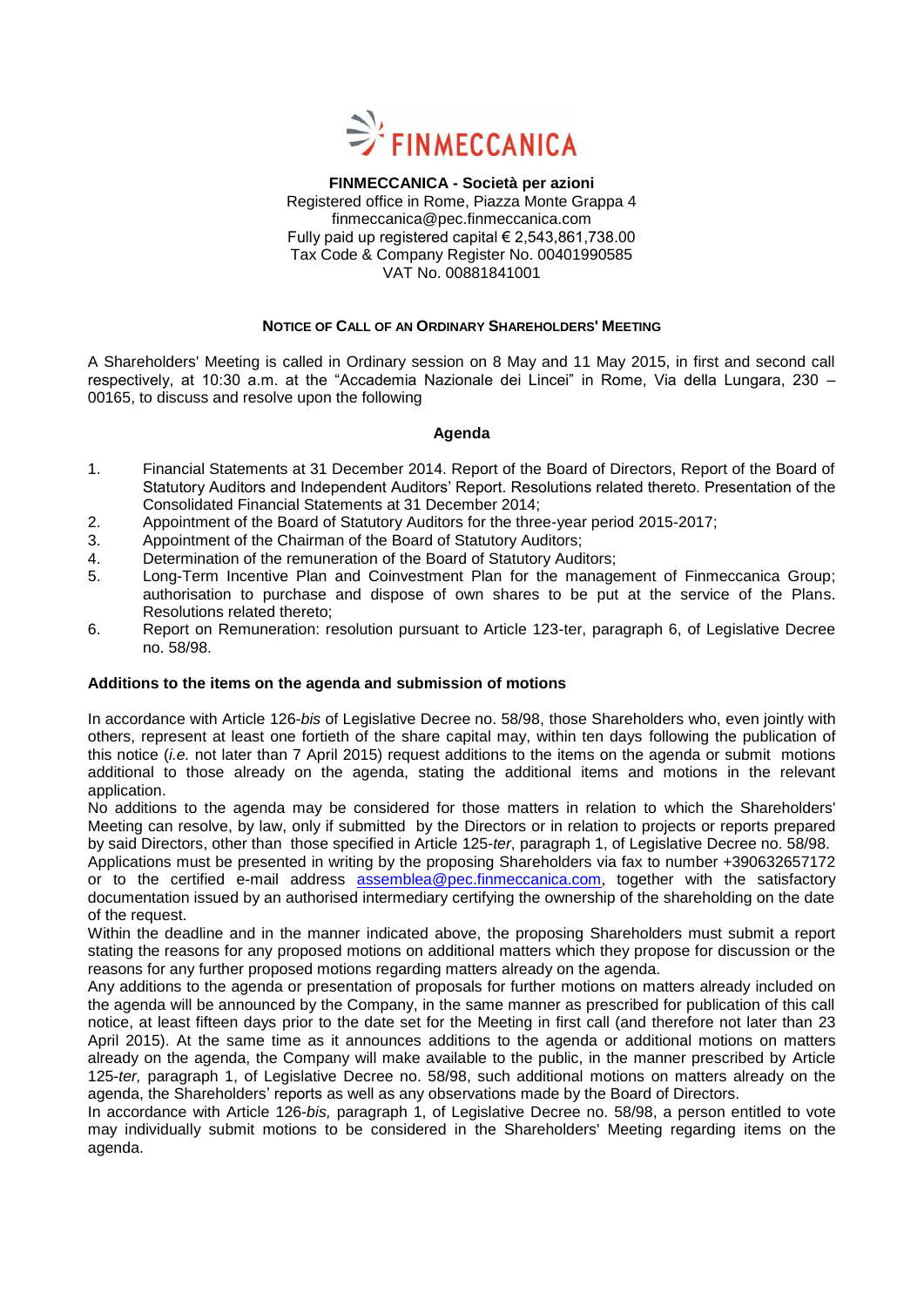**FINMECCANICA - Società per azioni**
Registered office in Rome, Piazza Monte Grappa 4
finmeccanica@pec.finmeccanica.com
Fully paid up registered capital € 2,543,861,738.00
Tax Code & Company Register No. 00401990585
VAT No. 00881841001

# NOTICE OF CALL OF AN ORDINARY SHAREHOLDERS' MEETING

A Shareholders' Meeting is called in Ordinary session on 8 May and 11 May 2015, in first and second call respectively, at 10:30 a.m. at the "Accademia Nazionale dei Lincei" in Rome, Via della Lungara, 230 – 00165, to discuss and resolve upon the following

## Agenda

1. Financial Statements at 31 December 2014. Report of the Board of Directors, Report of the Board of Statutory Auditors and Independent Auditors' Report. Resolutions related thereto. Presentation of the Consolidated Financial Statements at 31 December 2014;
2. Appointment of the Board of Statutory Auditors for the three-year period 2015-2017;
3. Appointment of the Chairman of the Board of Statutory Auditors;
4. Determination of the remuneration of the Board of Statutory Auditors;
5. Long-Term Incentive Plan and Coinvestment Plan for the management of Finmeccanica Group; authorisation to purchase and dispose of own shares to be put at the service of the Plans. Resolutions related thereto;
6. Report on Remuneration: resolution pursuant to Article 123-ter, paragraph 6, of Legislative Decree no. 58/98.

## Additions to the items on the agenda and submission of motions

In accordance with Article 126-*bis* of Legislative Decree no. 58/98, those Shareholders who, even jointly with others, represent at least one fortieth of the share capital may, within ten days following the publication of this notice (*i.e.* not later than 7 April 2015) request additions to the items on the agenda or submit motions additional to those already on the agenda, stating the additional items and motions in the relevant application.

No additions to the agenda may be considered for those matters in relation to which the Shareholders' Meeting can resolve, by law, only if submitted by the Directors or in relation to projects or reports prepared by said Directors, other than those specified in Article 125-*ter*, paragraph 1, of Legislative Decree no. 58/98.

Applications must be presented in writing by the proposing Shareholders via fax to number +390632657172 or to the certified e-mail address assemblea@pec.finmeccanica.com, together with the satisfactory documentation issued by an authorised intermediary certifying the ownership of the shareholding on the date of the request.

Within the deadline and in the manner indicated above, the proposing Shareholders must submit a report stating the reasons for any proposed motions on additional matters which they propose for discussion or the reasons for any further proposed motions regarding matters already on the agenda.

Any additions to the agenda or presentation of proposals for further motions on matters already included on the agenda will be announced by the Company, in the same manner as prescribed for publication of this call notice, at least fifteen days prior to the date set for the Meeting in first call (and therefore not later than 23 April 2015). At the same time as it announces additions to the agenda or additional motions on matters already on the agenda, the Company will make available to the public, in the manner prescribed by Article 125-*ter,* paragraph 1, of Legislative Decree no. 58/98, such additional motions on matters already on the agenda, the Shareholders' reports as well as any observations made by the Board of Directors.

In accordance with Article 126-*bis,* paragraph 1, of Legislative Decree no. 58/98, a person entitled to vote may individually submit motions to be considered in the Shareholders' Meeting regarding items on the agenda.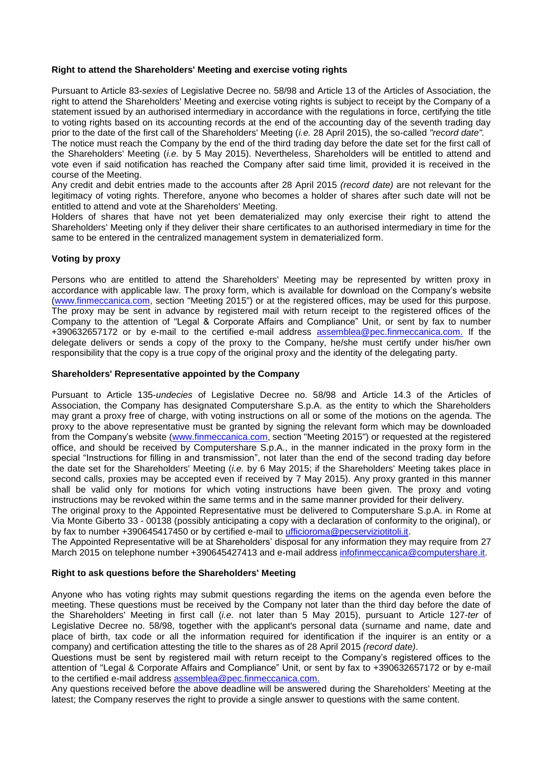**Right to attend the Shareholders' Meeting and exercise voting rights**

Pursuant to Article 83-*sexies* of Legislative Decree no. 58/98 and Article 13 of the Articles of Association, the right to attend the Shareholders' Meeting and exercise voting rights is subject to receipt by the Company of a statement issued by an authorised intermediary in accordance with the regulations in force, certifying the title to voting rights based on its accounting records at the end of the accounting day of the seventh trading day prior to the date of the first call of the Shareholders' Meeting (*i.e.* 28 April 2015), the so-called *"record date".*

The notice must reach the Company by the end of the third trading day before the date set for the first call of the Shareholders' Meeting (*i.e.* by 5 May 2015). Nevertheless, Shareholders will be entitled to attend and vote even if said notification has reached the Company after said time limit, provided it is received in the course of the Meeting.

Any credit and debit entries made to the accounts after 28 April 2015 *(record date)* are not relevant for the legitimacy of voting rights. Therefore, anyone who becomes a holder of shares after such date will not be entitled to attend and vote at the Shareholders' Meeting.

Holders of shares that have not yet been dematerialized may only exercise their right to attend the Shareholders' Meeting only if they deliver their share certificates to an authorised intermediary in time for the same to be entered in the centralized management system in dematerialized form.

**Voting by proxy**

Persons who are entitled to attend the Shareholders' Meeting may be represented by written proxy in accordance with applicable law. The proxy form, which is available for download on the Company's website (www.finmeccanica.com, section "Meeting 2015") or at the registered offices, may be used for this purpose. The proxy may be sent in advance by registered mail with return receipt to the registered offices of the Company to the attention of "Legal & Corporate Affairs and Compliance" Unit, or sent by fax to number +390632657172 or by e-mail to the certified e-mail address assemblea@pec.finmeccanica.com. If the delegate delivers or sends a copy of the proxy to the Company, he/she must certify under his/her own responsibility that the copy is a true copy of the original proxy and the identity of the delegating party.

**Shareholders' Representative appointed by the Company**

Pursuant to Article 135-*undecies* of Legislative Decree no. 58/98 and Article 14.3 of the Articles of Association, the Company has designated Computershare S.p.A. as the entity to which the Shareholders may grant a proxy free of charge, with voting instructions on all or some of the motions on the agenda. The proxy to the above representative must be granted by signing the relevant form which may be downloaded from the Company's website (www.finmeccanica.com, section "Meeting 2015") or requested at the registered office, and should be received by Computershare S.p.A., in the manner indicated in the proxy form in the special "Instructions for filling in and transmission", not later than the end of the second trading day before the date set for the Shareholders' Meeting (*i.e.* by 6 May 2015; if the Shareholders' Meeting takes place in second calls, proxies may be accepted even if received by 7 May 2015). Any proxy granted in this manner shall be valid only for motions for which voting instructions have been given. The proxy and voting instructions may be revoked within the same terms and in the same manner provided for their delivery.

The original proxy to the Appointed Representative must be delivered to Computershare S.p.A. in Rome at Via Monte Giberto 33 - 00138 (possibly anticipating a copy with a declaration of conformity to the original), or by fax to number +390645417450 or by certified e-mail to ufficioroma@pecserviziotitoli.it.

The Appointed Representative will be at Shareholders' disposal for any information they may require from 27 March 2015 on telephone number +390645427413 and e-mail address infofinmeccanica@computershare.it.

**Right to ask questions before the Shareholders' Meeting**

Anyone who has voting rights may submit questions regarding the items on the agenda even before the meeting. These questions must be received by the Company not later than the third day before the date of the Shareholders' Meeting in first call (*i.e.* not later than 5 May 2015), pursuant to Article 127-*ter* of Legislative Decree no. 58/98, together with the applicant's personal data (surname and name, date and place of birth, tax code or all the information required for identification if the inquirer is an entity or a company) and certification attesting the title to the shares as of 28 April 2015 *(record date)*.

Questions must be sent by registered mail with return receipt to the Company's registered offices to the attention of "Legal & Corporate Affairs and Compliance" Unit, or sent by fax to +390632657172 or by e-mail to the certified e-mail address assemblea@pec.finmeccanica.com.

Any questions received before the above deadline will be answered during the Shareholders' Meeting at the latest; the Company reserves the right to provide a single answer to questions with the same content.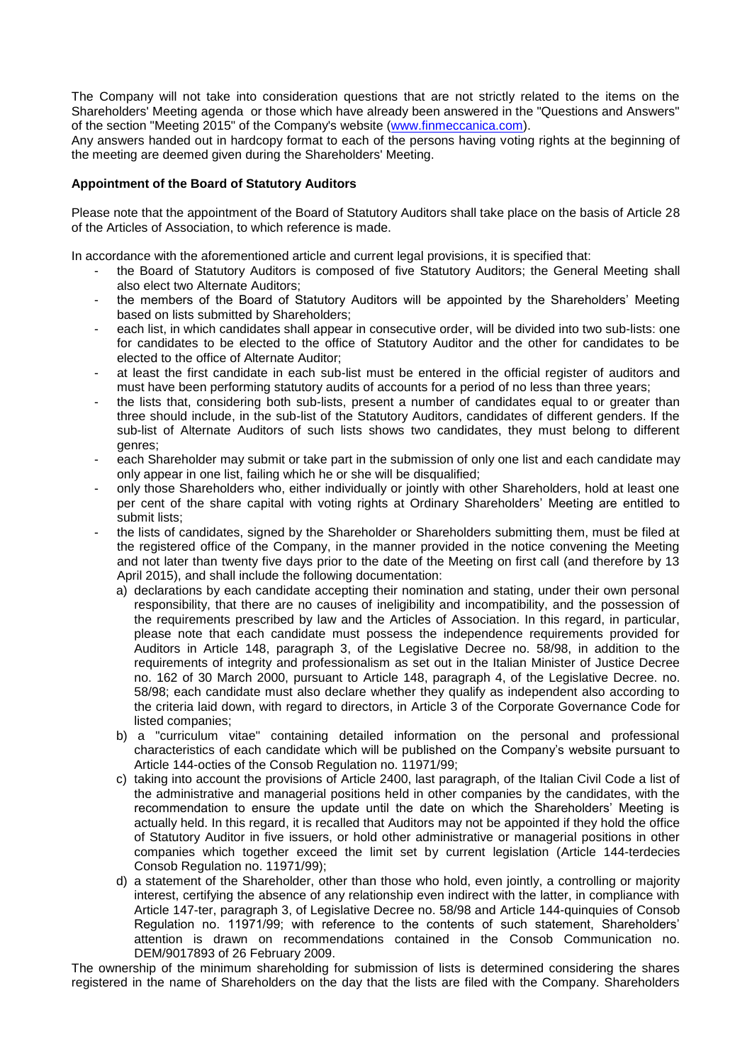The Company will not take into consideration questions that are not strictly related to the items on the Shareholders' Meeting agenda or those which have already been answered in the "Questions and Answers" of the section "Meeting 2015" of the Company's website (www.finmeccanica.com).

Any answers handed out in hardcopy format to each of the persons having voting rights at the beginning of the meeting are deemed given during the Shareholders' Meeting.

**Appointment of the Board of Statutory Auditors**

Please note that the appointment of the Board of Statutory Auditors shall take place on the basis of Article 28 of the Articles of Association, to which reference is made.

In accordance with the aforementioned article and current legal provisions, it is specified that:

- the Board of Statutory Auditors is composed of five Statutory Auditors; the General Meeting shall also elect two Alternate Auditors;
- the members of the Board of Statutory Auditors will be appointed by the Shareholders' Meeting based on lists submitted by Shareholders;
- each list, in which candidates shall appear in consecutive order, will be divided into two sub-lists: one for candidates to be elected to the office of Statutory Auditor and the other for candidates to be elected to the office of Alternate Auditor;
- at least the first candidate in each sub-list must be entered in the official register of auditors and must have been performing statutory audits of accounts for a period of no less than three years;
- the lists that, considering both sub-lists, present a number of candidates equal to or greater than three should include, in the sub-list of the Statutory Auditors, candidates of different genders. If the sub-list of Alternate Auditors of such lists shows two candidates, they must belong to different genres;
- each Shareholder may submit or take part in the submission of only one list and each candidate may only appear in one list, failing which he or she will be disqualified;
- only those Shareholders who, either individually or jointly with other Shareholders, hold at least one per cent of the share capital with voting rights at Ordinary Shareholders' Meeting are entitled to submit lists;
- the lists of candidates, signed by the Shareholder or Shareholders submitting them, must be filed at the registered office of the Company, in the manner provided in the notice convening the Meeting and not later than twenty five days prior to the date of the Meeting on first call (and therefore by 13 April 2015), and shall include the following documentation:
  a) declarations by each candidate accepting their nomination and stating, under their own personal responsibility, that there are no causes of ineligibility and incompatibility, and the possession of the requirements prescribed by law and the Articles of Association. In this regard, in particular, please note that each candidate must possess the independence requirements provided for Auditors in Article 148, paragraph 3, of the Legislative Decree no. 58/98, in addition to the requirements of integrity and professionalism as set out in the Italian Minister of Justice Decree no. 162 of 30 March 2000, pursuant to Article 148, paragraph 4, of the Legislative Decree. no. 58/98; each candidate must also declare whether they qualify as independent also according to the criteria laid down, with regard to directors, in Article 3 of the Corporate Governance Code for listed companies;
  b) a "curriculum vitae" containing detailed information on the personal and professional characteristics of each candidate which will be published on the Company's website pursuant to Article 144-octies of the Consob Regulation no. 11971/99;
  c) taking into account the provisions of Article 2400, last paragraph, of the Italian Civil Code a list of the administrative and managerial positions held in other companies by the candidates, with the recommendation to ensure the update until the date on which the Shareholders' Meeting is actually held. In this regard, it is recalled that Auditors may not be appointed if they hold the office of Statutory Auditor in five issuers, or hold other administrative or managerial positions in other companies which together exceed the limit set by current legislation (Article 144-terdecies Consob Regulation no. 11971/99);
  d) a statement of the Shareholder, other than those who hold, even jointly, a controlling or majority interest, certifying the absence of any relationship even indirect with the latter, in compliance with Article 147-ter, paragraph 3, of Legislative Decree no. 58/98 and Article 144-quinquies of Consob Regulation no. 11971/99; with reference to the contents of such statement, Shareholders' attention is drawn on recommendations contained in the Consob Communication no. DEM/9017893 of 26 February 2009.

The ownership of the minimum shareholding for submission of lists is determined considering the shares registered in the name of Shareholders on the day that the lists are filed with the Company. Shareholders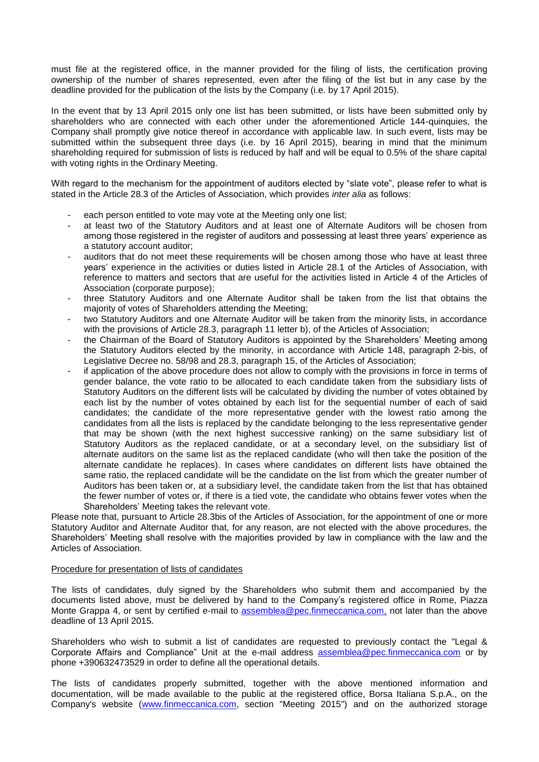must file at the registered office, in the manner provided for the filing of lists, the certification proving ownership of the number of shares represented, even after the filing of the list but in any case by the deadline provided for the publication of the lists by the Company (i.e. by 17 April 2015).

In the event that by 13 April 2015 only one list has been submitted, or lists have been submitted only by shareholders who are connected with each other under the aforementioned Article 144-quinquies, the Company shall promptly give notice thereof in accordance with applicable law. In such event, lists may be submitted within the subsequent three days (i.e. by 16 April 2015), bearing in mind that the minimum shareholding required for submission of lists is reduced by half and will be equal to 0.5% of the share capital with voting rights in the Ordinary Meeting.

With regard to the mechanism for the appointment of auditors elected by "slate vote", please refer to what is stated in the Article 28.3 of the Articles of Association, which provides *inter alia* as follows:

- each person entitled to vote may vote at the Meeting only one list;
- at least two of the Statutory Auditors and at least one of Alternate Auditors will be chosen from among those registered in the register of auditors and possessing at least three years' experience as a statutory account auditor;
- auditors that do not meet these requirements will be chosen among those who have at least three years' experience in the activities or duties listed in Article 28.1 of the Articles of Association, with reference to matters and sectors that are useful for the activities listed in Article 4 of the Articles of Association (corporate purpose);
- three Statutory Auditors and one Alternate Auditor shall be taken from the list that obtains the majority of votes of Shareholders attending the Meeting;
- two Statutory Auditors and one Alternate Auditor will be taken from the minority lists, in accordance with the provisions of Article 28.3, paragraph 11 letter b), of the Articles of Association;
- the Chairman of the Board of Statutory Auditors is appointed by the Shareholders' Meeting among the Statutory Auditors elected by the minority, in accordance with Article 148, paragraph 2-bis, of Legislative Decree no. 58/98 and 28.3, paragraph 15, of the Articles of Association;
- if application of the above procedure does not allow to comply with the provisions in force in terms of gender balance, the vote ratio to be allocated to each candidate taken from the subsidiary lists of Statutory Auditors on the different lists will be calculated by dividing the number of votes obtained by each list by the number of votes obtained by each list for the sequential number of each of said candidates; the candidate of the more representative gender with the lowest ratio among the candidates from all the lists is replaced by the candidate belonging to the less representative gender that may be shown (with the next highest successive ranking) on the same subsidiary list of Statutory Auditors as the replaced candidate, or at a secondary level, on the subsidiary list of alternate auditors on the same list as the replaced candidate (who will then take the position of the alternate candidate he replaces). In cases where candidates on different lists have obtained the same ratio, the replaced candidate will be the candidate on the list from which the greater number of Auditors has been taken or, at a subsidiary level, the candidate taken from the list that has obtained the fewer number of votes or, if there is a tied vote, the candidate who obtains fewer votes when the Shareholders' Meeting takes the relevant vote.

Please note that, pursuant to Article 28.3bis of the Articles of Association, for the appointment of one or more Statutory Auditor and Alternate Auditor that, for any reason, are not elected with the above procedures, the Shareholders' Meeting shall resolve with the majorities provided by law in compliance with the law and the Articles of Association.

Procedure for presentation of lists of candidates

The lists of candidates, duly signed by the Shareholders who submit them and accompanied by the documents listed above, must be delivered by hand to the Company's registered office in Rome, Piazza Monte Grappa 4, or sent by certified e-mail to assemblea@pec.finmeccanica.com, not later than the above deadline of 13 April 2015.

Shareholders who wish to submit a list of candidates are requested to previously contact the "Legal & Corporate Affairs and Compliance" Unit at the e-mail address assemblea@pec.finmeccanica.com or by phone +390632473529 in order to define all the operational details.

The lists of candidates properly submitted, together with the above mentioned information and documentation, will be made available to the public at the registered office, Borsa Italiana S.p.A., on the Company's website (www.finmeccanica.com, section "Meeting 2015") and on the authorized storage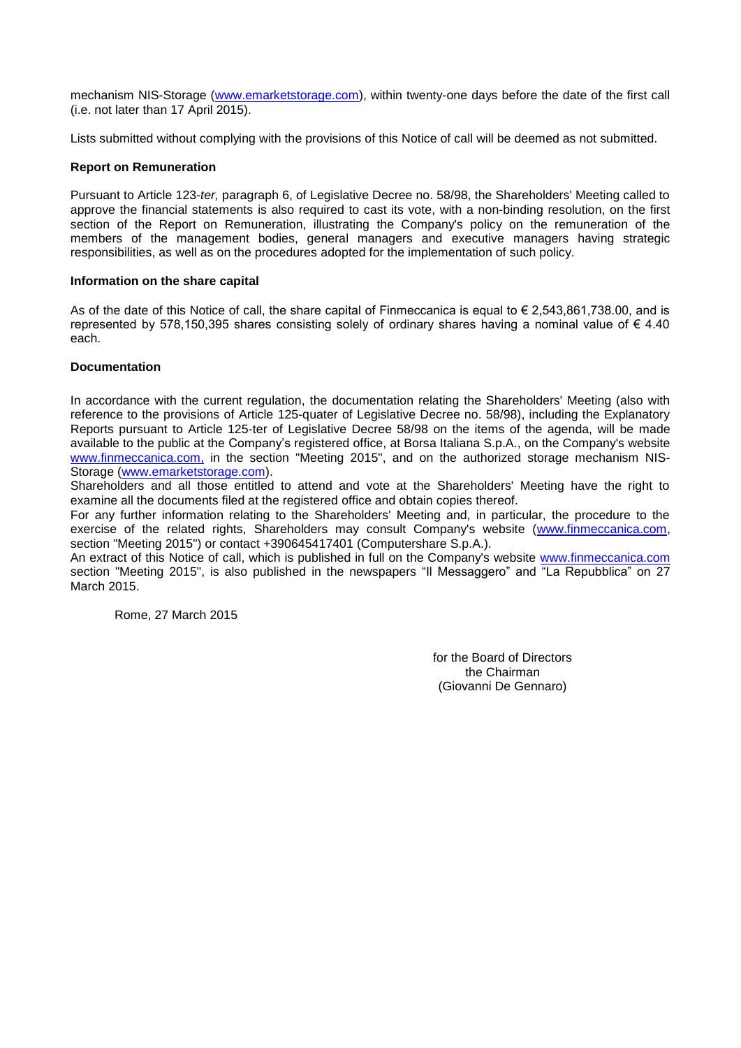mechanism NIS-Storage (www.emarketstorage.com), within twenty-one days before the date of the first call (i.e. not later than 17 April 2015).

Lists submitted without complying with the provisions of this Notice of call will be deemed as not submitted.

**Report on Remuneration**

Pursuant to Article 123-*ter,* paragraph 6, of Legislative Decree no. 58/98, the Shareholders' Meeting called to approve the financial statements is also required to cast its vote, with a non-binding resolution, on the first section of the Report on Remuneration, illustrating the Company's policy on the remuneration of the members of the management bodies, general managers and executive managers having strategic responsibilities, as well as on the procedures adopted for the implementation of such policy.

**Information on the share capital**

As of the date of this Notice of call, the share capital of Finmeccanica is equal to € 2,543,861,738.00, and is represented by 578,150,395 shares consisting solely of ordinary shares having a nominal value of € 4.40 each.

**Documentation**

In accordance with the current regulation, the documentation relating the Shareholders' Meeting (also with reference to the provisions of Article 125-quater of Legislative Decree no. 58/98), including the Explanatory Reports pursuant to Article 125-ter of Legislative Decree 58/98 on the items of the agenda, will be made available to the public at the Company's registered office, at Borsa Italiana S.p.A., on the Company's website www.finmeccanica.com, in the section "Meeting 2015", and on the authorized storage mechanism NIS-Storage (www.emarketstorage.com).

Shareholders and all those entitled to attend and vote at the Shareholders' Meeting have the right to examine all the documents filed at the registered office and obtain copies thereof.

For any further information relating to the Shareholders' Meeting and, in particular, the procedure to the exercise of the related rights, Shareholders may consult Company's website (www.finmeccanica.com, section "Meeting 2015") or contact +390645417401 (Computershare S.p.A.).

An extract of this Notice of call, which is published in full on the Company's website www.finmeccanica.com section "Meeting 2015", is also published in the newspapers "Il Messaggero" and "La Repubblica" on 27 March 2015.

Rome, 27 March 2015

for the Board of Directors
the Chairman
(Giovanni De Gennaro)